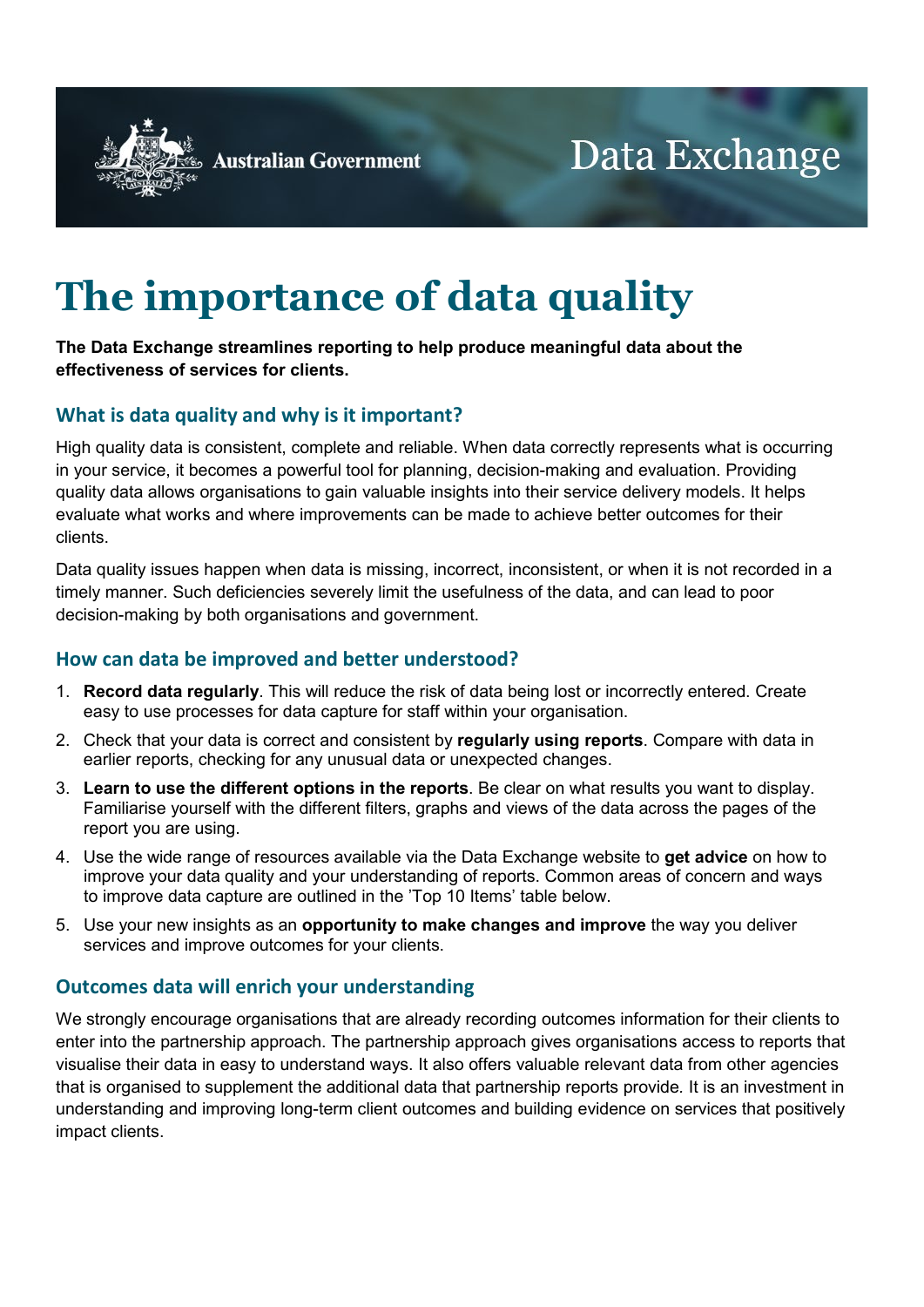Australian Government

Data Exchange

# The importance of data quality

**The Data Exchange streamlines reporting to help produce meaningful data about the effectiveness of services for clients.**

## What is data quality and why is it important?

High quality data is consistent, complete and reliable. When data correctly represents what is occurring in your service, it becomes a powerful tool for planning, decision-making and evaluation. Providing quality data allows organisations to gain valuable insights into their service delivery models. It helps evaluate what works and where improvements can be made to achieve better outcomes for their clients.

Data quality issues happen when data is missing, incorrect, inconsistent, or when it is not recorded in a timely manner. Such deficiencies severely limit the usefulness of the data, and can lead to poor decision-making by both organisations and government.

## How can data be improved and better understood?

1. **Record data regularly**. This will reduce the risk of data being lost or incorrectly entered. Create easy to use processes for data capture for staff within your organisation.
2. Check that your data is correct and consistent by **regularly using reports**. Compare with data in earlier reports, checking for any unusual data or unexpected changes.
3. **Learn to use the different options in the reports**. Be clear on what results you want to display. Familiarise yourself with the different filters, graphs and views of the data across the pages of the report you are using.
4. Use the wide range of resources available via the Data Exchange website to **get advice** on how to improve your data quality and your understanding of reports. Common areas of concern and ways to improve data capture are outlined in the 'Top 10 Items' table below.
5. Use your new insights as an **opportunity to make changes and improve** the way you deliver services and improve outcomes for your clients.

## Outcomes data will enrich your understanding

We strongly encourage organisations that are already recording outcomes information for their clients to enter into the partnership approach. The partnership approach gives organisations access to reports that visualise their data in easy to understand ways. It also offers valuable relevant data from other agencies that is organised to supplement the additional data that partnership reports provide. It is an investment in understanding and improving long-term client outcomes and building evidence on services that positively impact clients.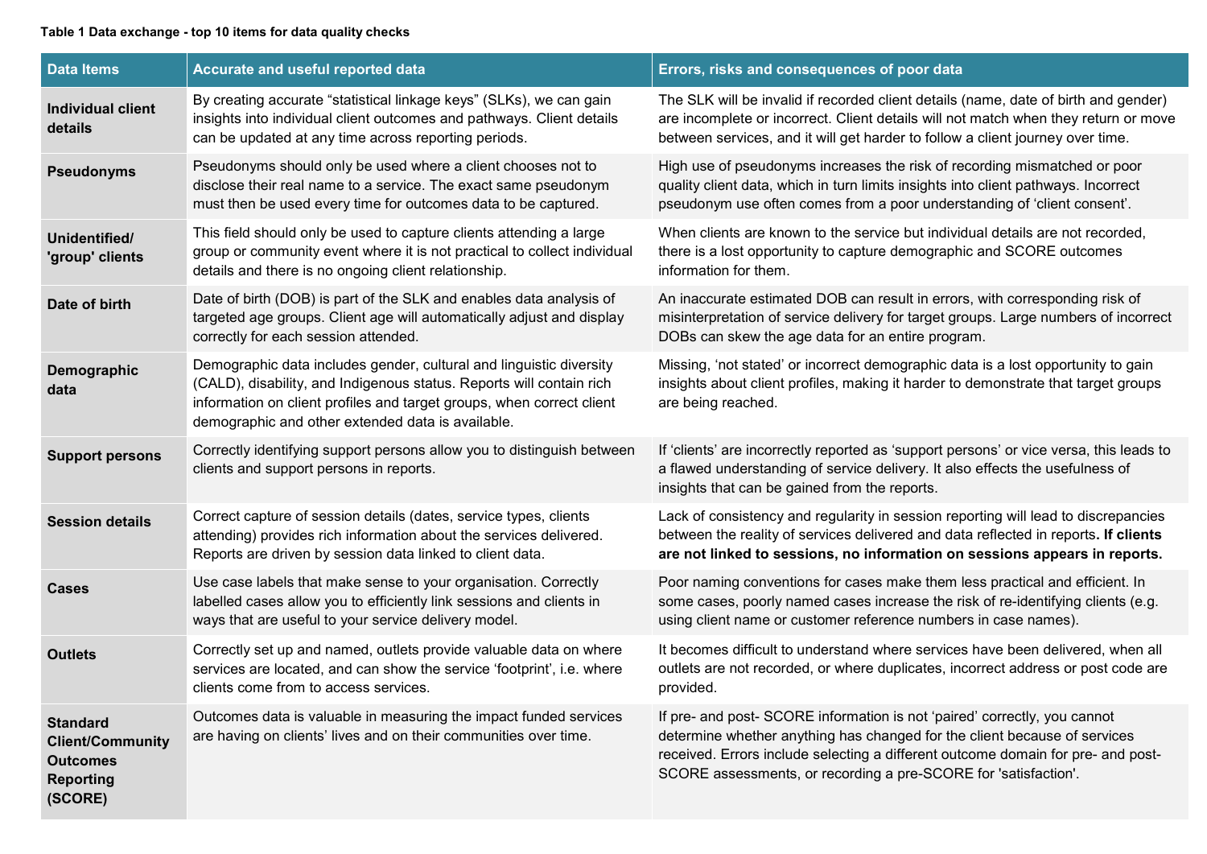**Table 1 Data exchange - top 10 items for data quality checks**

| Data Items | Accurate and useful reported data | Errors, risks and consequences of poor data |
|---|---|---|
| **Individual client details** | By creating accurate "statistical linkage keys" (SLKs), we can gain insights into individual client outcomes and pathways. Client details can be updated at any time across reporting periods. | The SLK will be invalid if recorded client details (name, date of birth and gender) are incomplete or incorrect. Client details will not match when they return or move between services, and it will get harder to follow a client journey over time. |
| **Pseudonyms** | Pseudonyms should only be used where a client chooses not to disclose their real name to a service. The exact same pseudonym must then be used every time for outcomes data to be captured. | High use of pseudonyms increases the risk of recording mismatched or poor quality client data, which in turn limits insights into client pathways. Incorrect pseudonym use often comes from a poor understanding of 'client consent'. |
| **Unidentified/ 'group' clients** | This field should only be used to capture clients attending a large group or community event where it is not practical to collect individual details and there is no ongoing client relationship. | When clients are known to the service but individual details are not recorded, there is a lost opportunity to capture demographic and SCORE outcomes information for them. |
| **Date of birth** | Date of birth (DOB) is part of the SLK and enables data analysis of targeted age groups. Client age will automatically adjust and display correctly for each session attended. | An inaccurate estimated DOB can result in errors, with corresponding risk of misinterpretation of service delivery for target groups. Large numbers of incorrect DOBs can skew the age data for an entire program. |
| **Demographic data** | Demographic data includes gender, cultural and linguistic diversity (CALD), disability, and Indigenous status. Reports will contain rich information on client profiles and target groups, when correct client demographic and other extended data is available. | Missing, 'not stated' or incorrect demographic data is a lost opportunity to gain insights about client profiles, making it harder to demonstrate that target groups are being reached. |
| **Support persons** | Correctly identifying support persons allow you to distinguish between clients and support persons in reports. | If 'clients' are incorrectly reported as 'support persons' or vice versa, this leads to a flawed understanding of service delivery. It also effects the usefulness of insights that can be gained from the reports. |
| **Session details** | Correct capture of session details (dates, service types, clients attending) provides rich information about the services delivered. Reports are driven by session data linked to client data. | Lack of consistency and regularity in session reporting will lead to discrepancies between the reality of services delivered and data reflected in reports**. If clients are not linked to sessions, no information on sessions appears in reports.** |
| **Cases** | Use case labels that make sense to your organisation. Correctly labelled cases allow you to efficiently link sessions and clients in ways that are useful to your service delivery model. | Poor naming conventions for cases make them less practical and efficient. In some cases, poorly named cases increase the risk of re-identifying clients (e.g. using client name or customer reference numbers in case names). |
| **Outlets** | Correctly set up and named, outlets provide valuable data on where services are located, and can show the service 'footprint', i.e. where clients come from to access services. | It becomes difficult to understand where services have been delivered, when all outlets are not recorded, or where duplicates, incorrect address or post code are provided. |
| **Standard Client/Community Outcomes Reporting (SCORE)** | Outcomes data is valuable in measuring the impact funded services are having on clients' lives and on their communities over time. | If pre- and post- SCORE information is not 'paired' correctly, you cannot determine whether anything has changed for the client because of services received. Errors include selecting a different outcome domain for pre- and post-SCORE assessments, or recording a pre-SCORE for 'satisfaction'. |